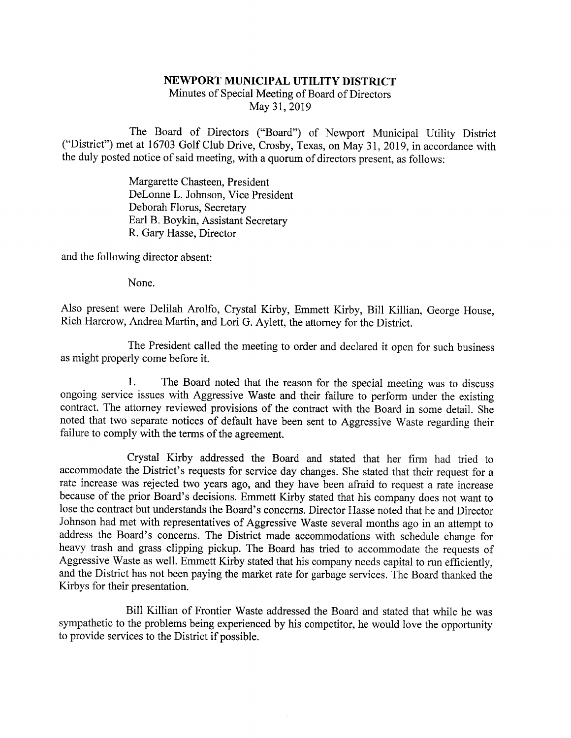# NEWPORT MUNICIPAL UTILITY DISTRICT

Minutes of Special Meeting of Board of Directors
May 31, 2019

The Board of Directors ("Board") of Newport Municipal Utility District ("District") met at 16703 Golf Club Drive, Crosby, Texas, on May 31, 2019, in accordance with the duly posted notice of said meeting, with a quorum of directors present, as follows:

Margarette Chasteen, President
DeLonne L. Johnson, Vice President
Deborah Florus, Secretary
Earl B. Boykin, Assistant Secretary
R. Gary Hasse, Director

and the following director absent:

None.

Also present were Delilah Arolfo, Crystal Kirby, Emmett Kirby, Bill Killian, George House, Rich Harcrow, Andrea Martin, and Lori G. Aylett, the attorney for the District.

The President called the meeting to order and declared it open for such business as might properly come before it.

1. The Board noted that the reason for the special meeting was to discuss ongoing service issues with Aggressive Waste and their failure to perform under the existing contract. The attorney reviewed provisions of the contract with the Board in some detail. She noted that two separate notices of default have been sent to Aggressive Waste regarding their failure to comply with the terms of the agreement.

Crystal Kirby addressed the Board and stated that her firm had tried to accommodate the District's requests for service day changes. She stated that their request for a rate increase was rejected two years ago, and they have been afraid to request a rate increase because of the prior Board's decisions. Emmett Kirby stated that his company does not want to lose the contract but understands the Board's concerns. Director Hasse noted that he and Director Johnson had met with representatives of Aggressive Waste several months ago in an attempt to address the Board's concerns. The District made accommodations with schedule change for heavy trash and grass clipping pickup. The Board has tried to accommodate the requests of Aggressive Waste as well. Emmett Kirby stated that his company needs capital to run efficiently, and the District has not been paying the market rate for garbage services. The Board thanked the Kirbys for their presentation.

Bill Killian of Frontier Waste addressed the Board and stated that while he was sympathetic to the problems being experienced by his competitor, he would love the opportunity to provide services to the District if possible.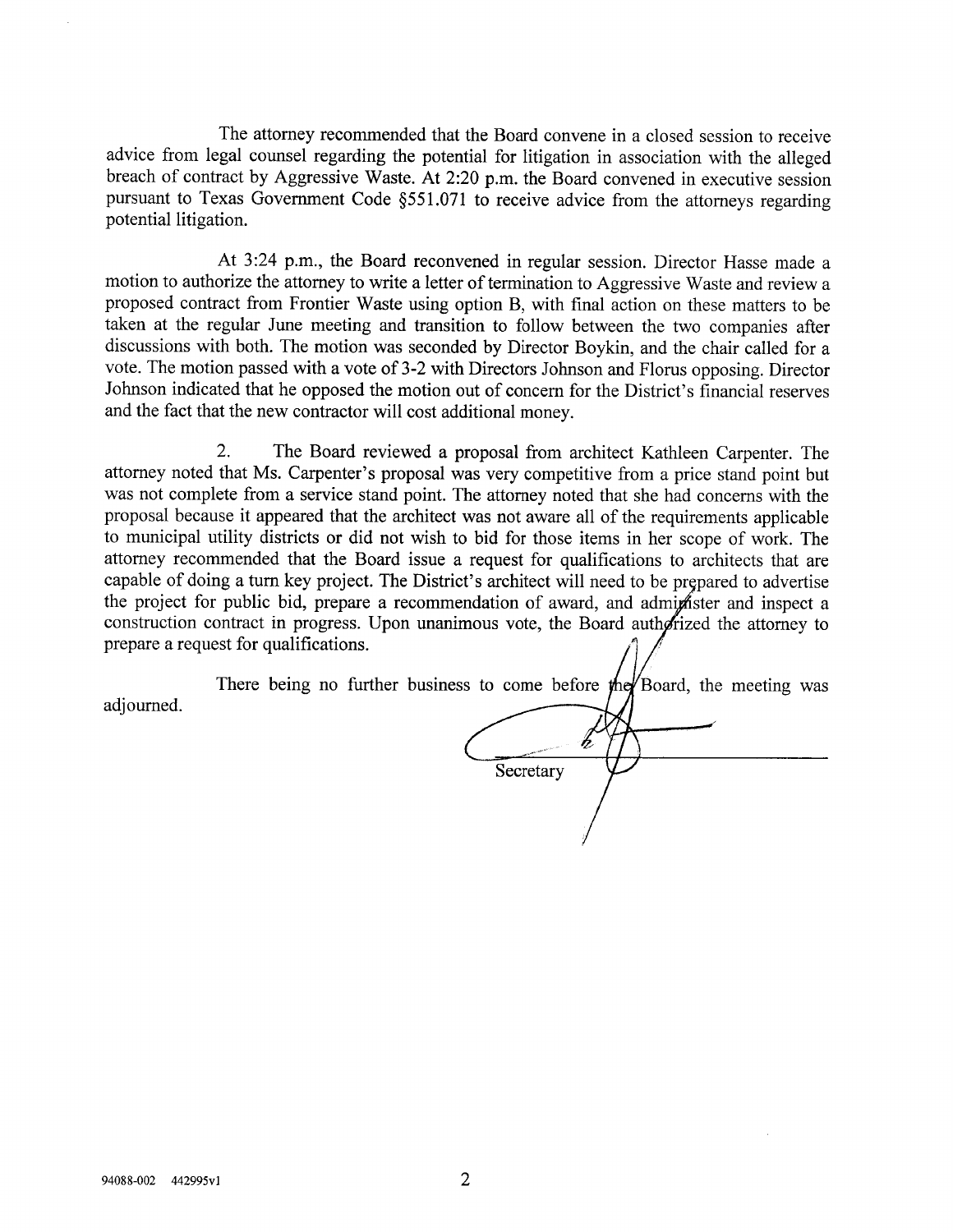The attorney recommended that the Board convene in a closed session to receive advice from legal counsel regarding the potential for litigation in association with the alleged breach of contract by Aggressive Waste. At 2:20 p.m. the Board convened in executive session pursuant to Texas Government Code §551.071 to receive advice from the attorneys regarding potential litigation.

At 3:24 p.m., the Board reconvened in regular session. Director Hasse made a motion to authorize the attorney to write a letter of termination to Aggressive Waste and review a proposed contract from Frontier Waste using option B, with final action on these matters to be taken at the regular June meeting and transition to follow between the two companies after discussions with both. The motion was seconded by Director Boykin, and the chair called for a vote. The motion passed with a vote of 3-2 with Directors Johnson and Florus opposing. Director Johnson indicated that he opposed the motion out of concern for the District's financial reserves and the fact that the new contractor will cost additional money.

2. The Board reviewed a proposal from architect Kathleen Carpenter. The attorney noted that Ms. Carpenter's proposal was very competitive from a price stand point but was not complete from a service stand point. The attorney noted that she had concerns with the proposal because it appeared that the architect was not aware all of the requirements applicable to municipal utility districts or did not wish to bid for those items in her scope of work. The attorney recommended that the Board issue a request for qualifications to architects that are capable of doing a turn key project. The District's architect will need to be prepared to advertise the project for public bid, prepare a recommendation of award, and administer and inspect a construction contract in progress. Upon unanimous vote, the Board authorized the attorney to prepare a request for qualifications.

There being no further business to come before the Board, the meeting was adjourned.

Secretary

94088-002 442995v1